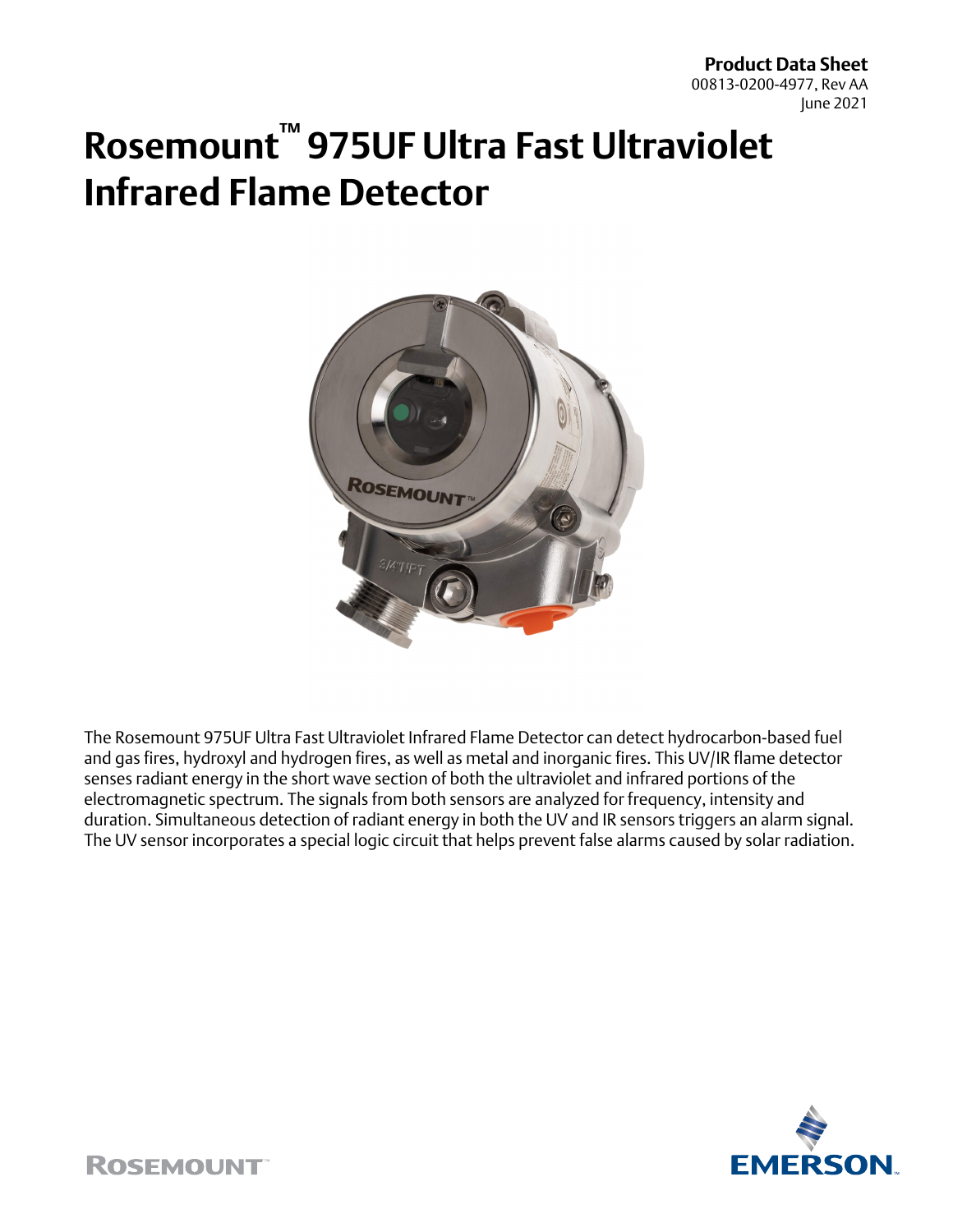**Product Data Sheet**
00813-0200-4977, Rev AA
June 2021

# Rosemount™ 975UF Ultra Fast Ultraviolet Infrared Flame Detector

The Rosemount 975UF Ultra Fast Ultraviolet Infrared Flame Detector can detect hydrocarbon-based fuel and gas fires, hydroxyl and hydrogen fires, as well as metal and inorganic fires. This UV/IR flame detector senses radiant energy in the short wave section of both the ultraviolet and infrared portions of the electromagnetic spectrum. The signals from both sensors are analyzed for frequency, intensity and duration. Simultaneous detection of radiant energy in both the UV and IR sensors triggers an alarm signal. The UV sensor incorporates a special logic circuit that helps prevent false alarms caused by solar radiation.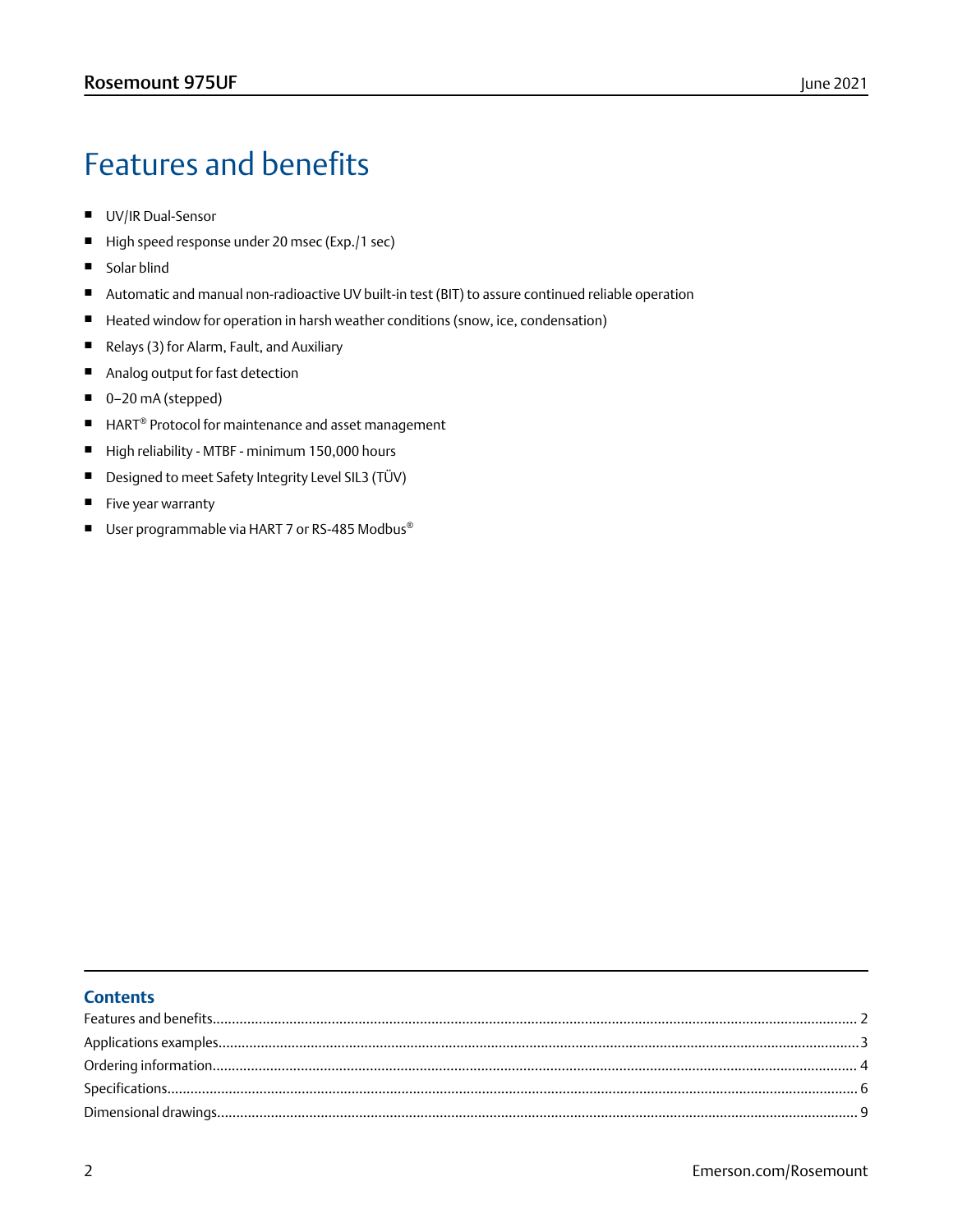# Features and benefits

- UV/IR Dual-Sensor
- High speed response under 20 msec (Exp./1 sec)
- Solar blind
- Automatic and manual non-radioactive UV built-in test (BIT) to assure continued reliable operation
- Heated window for operation in harsh weather conditions (snow, ice, condensation)
- Relays (3) for Alarm, Fault, and Auxiliary
- Analog output for fast detection
- 0–20 mA (stepped)
- HART® Protocol for maintenance and asset management
- High reliability - MTBF - minimum 150,000 hours
- Designed to meet Safety Integrity Level SIL3 (TÜV)
- Five year warranty
- User programmable via HART 7 or RS-485 Modbus®

## Contents

Features and benefits.................................................... 2
Applications examples.................................................... 3
Ordering information...................................................... 4
Specifications.............................................................. 6
Dimensional drawings..................................................... 9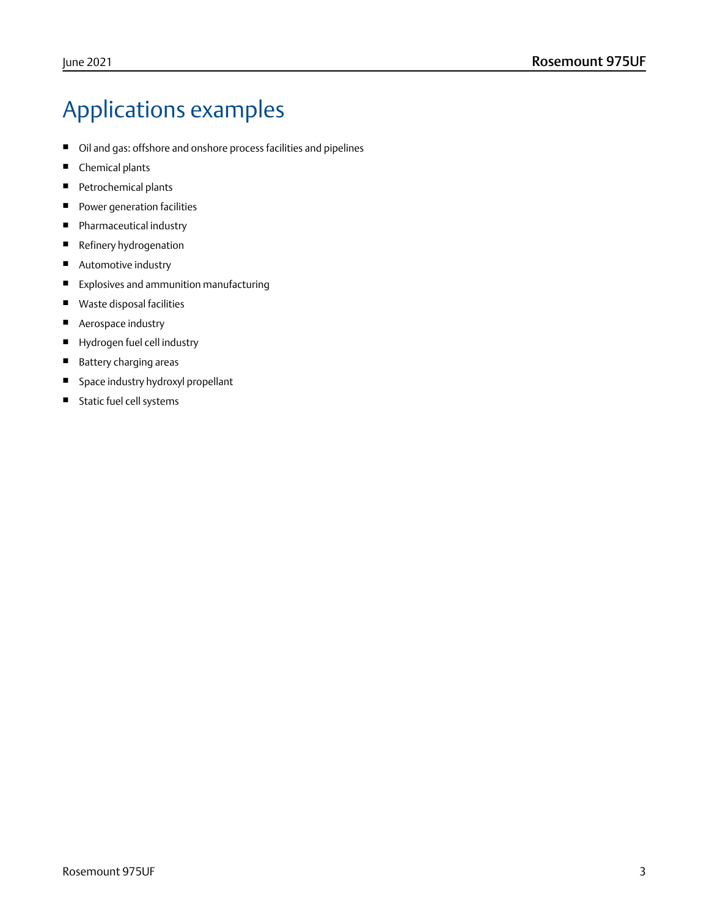# Applications examples

- Oil and gas: offshore and onshore process facilities and pipelines
- Chemical plants
- Petrochemical plants
- Power generation facilities
- Pharmaceutical industry
- Refinery hydrogenation
- Automotive industry
- Explosives and ammunition manufacturing
- Waste disposal facilities
- Aerospace industry
- Hydrogen fuel cell industry
- Battery charging areas
- Space industry hydroxyl propellant
- Static fuel cell systems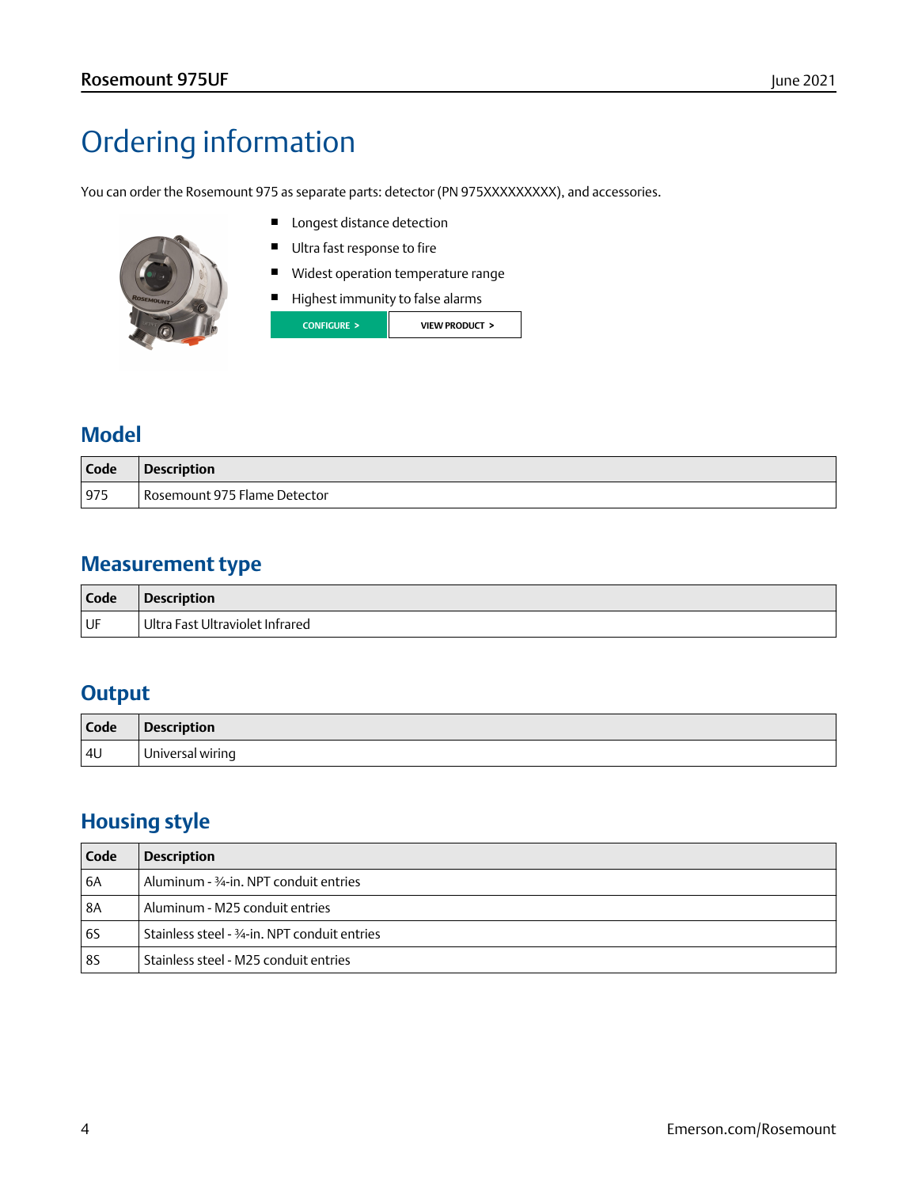# Ordering information

You can order the Rosemount 975 as separate parts: detector (PN 975XXXXXXXXX), and accessories.

- Longest distance detection
- Ultra fast response to fire
- Widest operation temperature range
- Highest immunity to false alarms

CONFIGURE > VIEW PRODUCT >

## Model

| Code | Description |
|---|---|
| 975 | Rosemount 975 Flame Detector |

## Measurement type

| Code | Description |
|---|---|
| UF | Ultra Fast Ultraviolet Infrared |

## Output

| Code | Description |
|---|---|
| 4U | Universal wiring |

## Housing style

| Code | Description |
|---|---|
| 6A | Aluminum - ¾-in. NPT conduit entries |
| 8A | Aluminum - M25 conduit entries |
| 6S | Stainless steel - ¾-in. NPT conduit entries |
| 8S | Stainless steel - M25 conduit entries |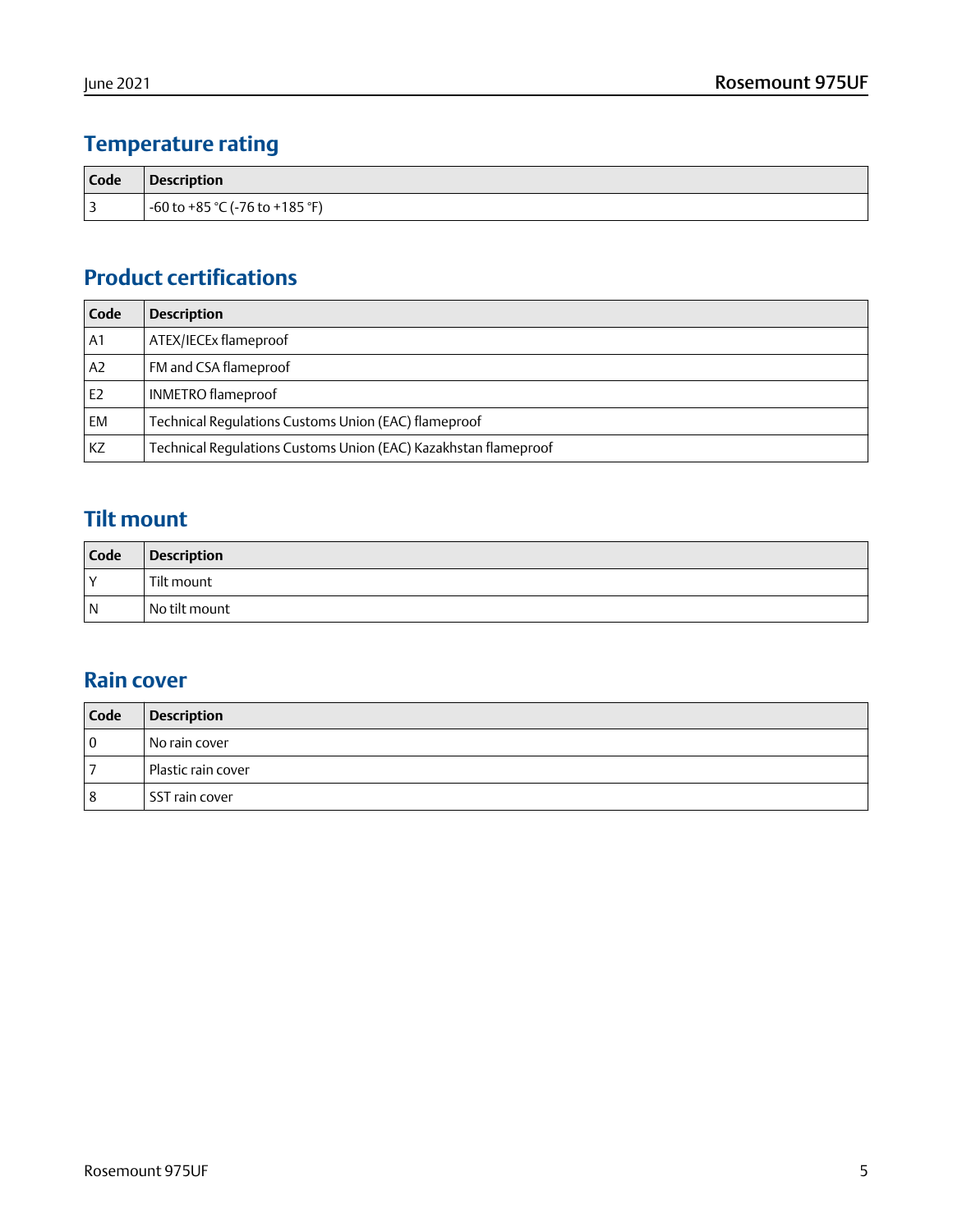## Temperature rating

| Code | Description |
| --- | --- |
| 3 | -60 to +85 °C (-76 to +185 °F) |

## Product certifications

| Code | Description |
| --- | --- |
| A1 | ATEX/IECEx flameproof |
| A2 | FM and CSA flameproof |
| E2 | INMETRO flameproof |
| EM | Technical Regulations Customs Union (EAC) flameproof |
| KZ | Technical Regulations Customs Union (EAC) Kazakhstan flameproof |

## Tilt mount

| Code | Description |
| --- | --- |
| Y | Tilt mount |
| N | No tilt mount |

## Rain cover

| Code | Description |
| --- | --- |
| 0 | No rain cover |
| 7 | Plastic rain cover |
| 8 | SST rain cover |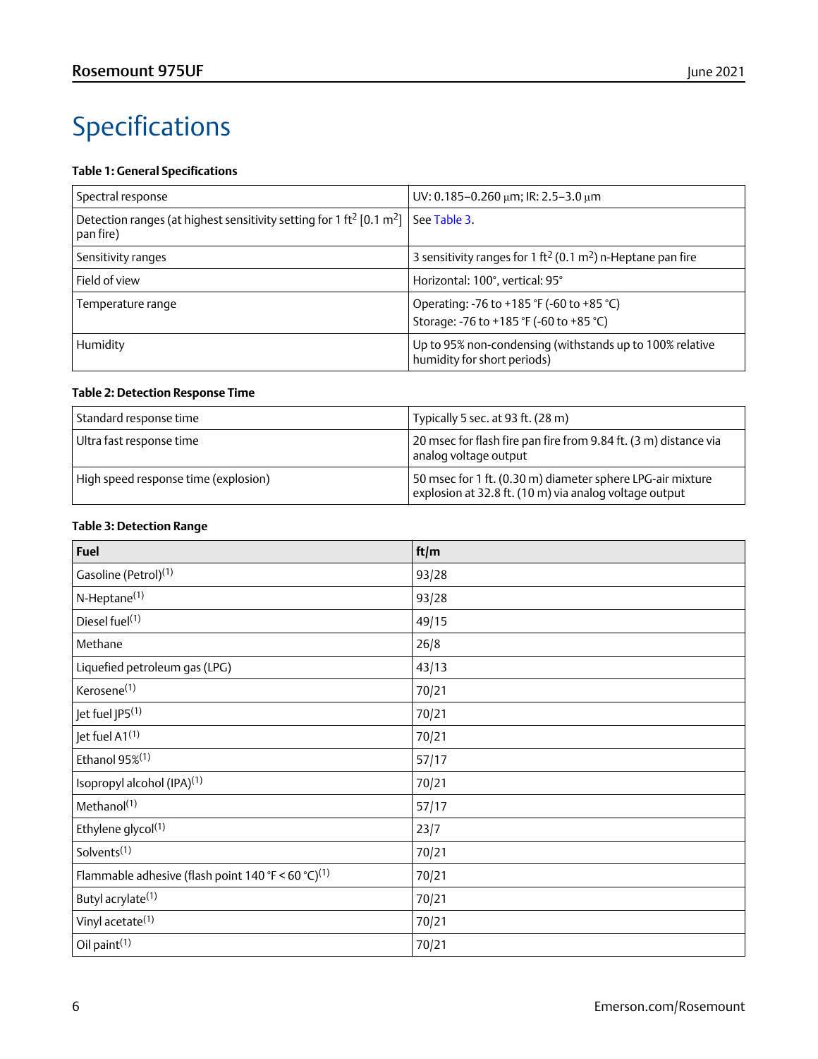# Specifications

**Table 1: General Specifications**

| | |
|---|---|
| Spectral response | UV: 0.185–0.260 µm; IR: 2.5–3.0 µm |
| Detection ranges (at highest sensitivity setting for 1 $ft^2$ [0.1 $m^2$] pan fire) | See Table 3. |
| Sensitivity ranges | 3 sensitivity ranges for 1 $ft^2$ (0.1 $m^2$) n-Heptane pan fire |
| Field of view | Horizontal: 100°, vertical: 95° |
| Temperature range | Operating: -76 to +185 °F (-60 to +85 °C)<br>Storage: -76 to +185 °F (-60 to +85 °C) |
| Humidity | Up to 95% non-condensing (withstands up to 100% relative humidity for short periods) |

**Table 2: Detection Response Time**

| | |
|---|---|
| Standard response time | Typically 5 sec. at 93 ft. (28 m) |
| Ultra fast response time | 20 msec for flash fire pan fire from 9.84 ft. (3 m) distance via analog voltage output |
| High speed response time (explosion) | 50 msec for 1 ft. (0.30 m) diameter sphere LPG-air mixture explosion at 32.8 ft. (10 m) via analog voltage output |

**Table 3: Detection Range**

| Fuel | ft/m |
|---|---|
| Gasoline (Petrol)[1] | 93/28 |
| N-Heptane[1] | 93/28 |
| Diesel fuel[1] | 49/15 |
| Methane | 26/8 |
| Liquefied petroleum gas (LPG) | 43/13 |
| Kerosene[1] | 70/21 |
| Jet fuel JP5[1] | 70/21 |
| Jet fuel A1[1] | 70/21 |
| Ethanol 95%[1] | 57/17 |
| Isopropyl alcohol (IPA)[1] | 70/21 |
| Methanol[1] | 57/17 |
| Ethylene glycol[1] | 23/7 |
| Solvents[1] | 70/21 |
| Flammable adhesive (flash point 140 °F < 60 °C)[1] | 70/21 |
| Butyl acrylate[1] | 70/21 |
| Vinyl acetate[1] | 70/21 |
| Oil paint[1] | 70/21 |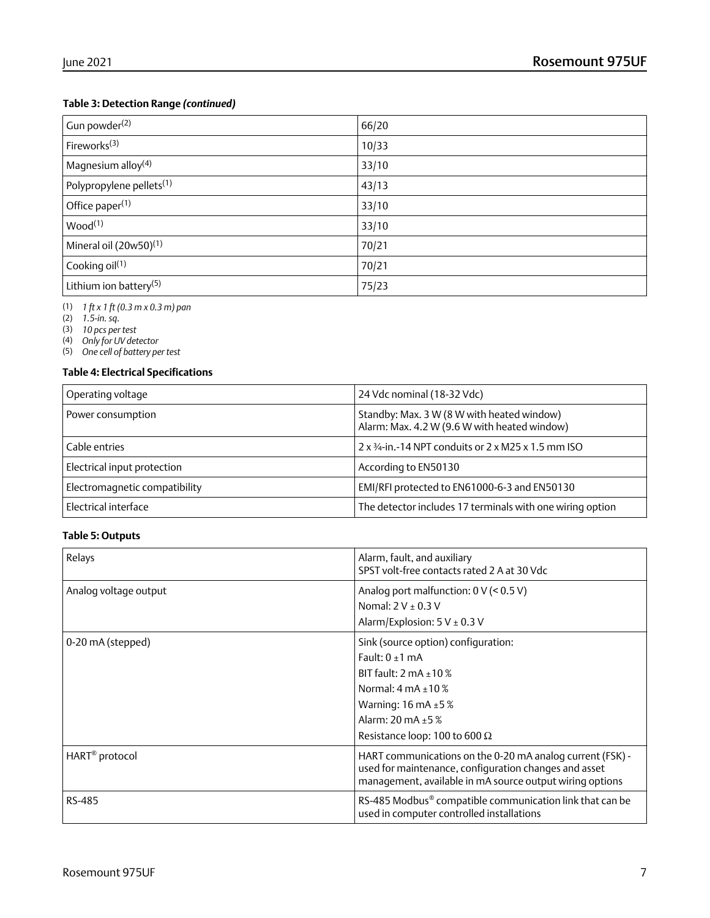**Table 3: Detection Range *(continued)***

| | |
|---|---|
| Gun powder[2] | 66/20 |
| Fireworks[3] | 10/33 |
| Magnesium alloy[4] | 33/10 |
| Polypropylene pellets[1] | 43/13 |
| Office paper[1] | 33/10 |
| Wood[1] | 33/10 |
| Mineral oil (20w50)[1] | 70/21 |
| Cooking oil[1] | 70/21 |
| Lithium ion battery[5] | 75/23 |

(1) *1 ft x 1 ft (0.3 m x 0.3 m) pan*
(2) *1.5-in. sq.*
(3) *10 pcs per test*
(4) *Only for UV detector*
(5) *One cell of battery per test*

**Table 4: Electrical Specifications**

| | |
|---|---|
| Operating voltage | 24 Vdc nominal (18-32 Vdc) |
| Power consumption | Standby: Max. 3 W (8 W with heated window)<br>Alarm: Max. 4.2 W (9.6 W with heated window) |
| Cable entries | 2 x ¾-in.-14 NPT conduits or 2 x M25 x 1.5 mm ISO |
| Electrical input protection | According to EN50130 |
| Electromagnetic compatibility | EMI/RFI protected to EN61000-6-3 and EN50130 |
| Electrical interface | The detector includes 17 terminals with one wiring option |

**Table 5: Outputs**

| | |
|---|---|
| Relays | Alarm, fault, and auxiliary<br>SPST volt-free contacts rated 2 A at 30 Vdc |
| Analog voltage output | Analog port malfunction: 0 V (< 0.5 V)<br>Nomal: 2 V ± 0.3 V<br>Alarm/Explosion: 5 V ± 0.3 V |
| 0-20 mA (stepped) | Sink (source option) configuration:<br>Fault: 0 ±1 mA<br>BIT fault: 2 mA ±10 %<br>Normal: 4 mA ±10 %<br>Warning: 16 mA ±5 %<br>Alarm: 20 mA ±5 %<br>Resistance loop: 100 to 600 Ω |
| HART® protocol | HART communications on the 0-20 mA analog current (FSK) - used for maintenance, configuration changes and asset management, available in mA source output wiring options |
| RS-485 | RS-485 Modbus® compatible communication link that can be used in computer controlled installations |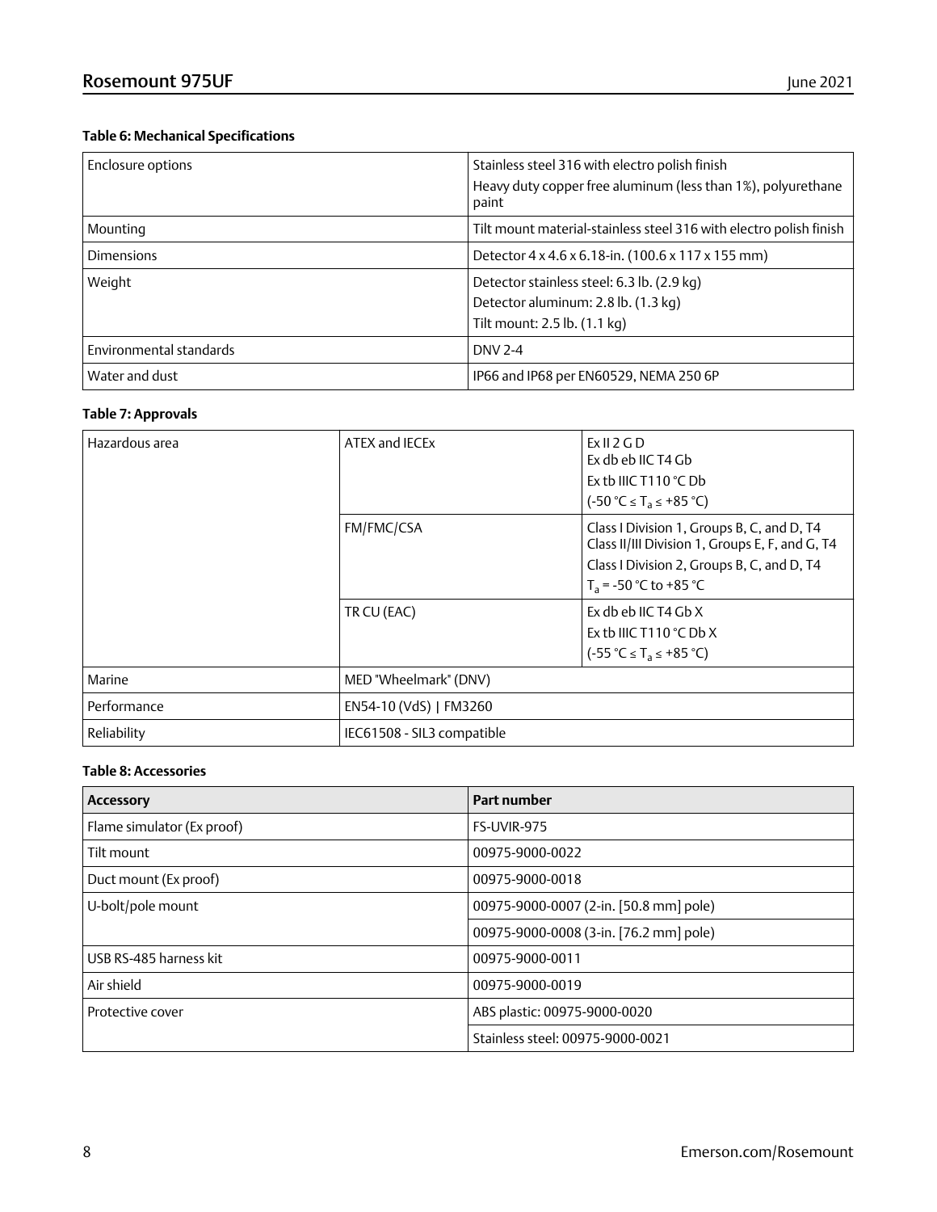**Table 6: Mechanical Specifications**

| | |
|---|---|
| Enclosure options | Stainless steel 316 with electro polish finish<br>Heavy duty copper free aluminum (less than 1%), polyurethane paint |
| Mounting | Tilt mount material-stainless steel 316 with electro polish finish |
| Dimensions | Detector 4 x 4.6 x 6.18-in. (100.6 x 117 x 155 mm) |
| Weight | Detector stainless steel: 6.3 lb. (2.9 kg)<br>Detector aluminum: 2.8 lb. (1.3 kg)<br>Tilt mount: 2.5 lb. (1.1 kg) |
| Environmental standards | DNV 2-4 |
| Water and dust | IP66 and IP68 per EN60529, NEMA 250 6P |

**Table 7: Approvals**

| | | |
|---|---|---|
| Hazardous area | ATEX and IECEx | Ex II 2 G D<br>Ex db eb IIC T4 Gb<br>Ex tb IIIC T110 °C Db<br>(-50 °C ≤ $T_a$ ≤ +85 °C) |
| | FM/FMC/CSA | Class I Division 1, Groups B, C, and D, T4<br>Class II/III Division 1, Groups E, F, and G, T4<br>Class I Division 2, Groups B, C, and D, T4<br>$T_a$ = -50 °C to +85 °C |
| | TR CU (EAC) | Ex db eb IIC T4 Gb X<br>Ex tb IIIC T110 °C Db X<br>(-55 °C ≤ $T_a$ ≤ +85 °C) |
| Marine | MED "Wheelmark" (DNV) | |
| Performance | EN54-10 (VdS) \| FM3260 | |
| Reliability | IEC61508 - SIL3 compatible | |

**Table 8: Accessories**

| Accessory | Part number |
|---|---|
| Flame simulator (Ex proof) | FS-UVIR-975 |
| Tilt mount | 00975-9000-0022 |
| Duct mount (Ex proof) | 00975-9000-0018 |
| U-bolt/pole mount | 00975-9000-0007 (2-in. [50.8 mm] pole) |
| | 00975-9000-0008 (3-in. [76.2 mm] pole) |
| USB RS-485 harness kit | 00975-9000-0011 |
| Air shield | 00975-9000-0019 |
| Protective cover | ABS plastic: 00975-9000-0020 |
| | Stainless steel: 00975-9000-0021 |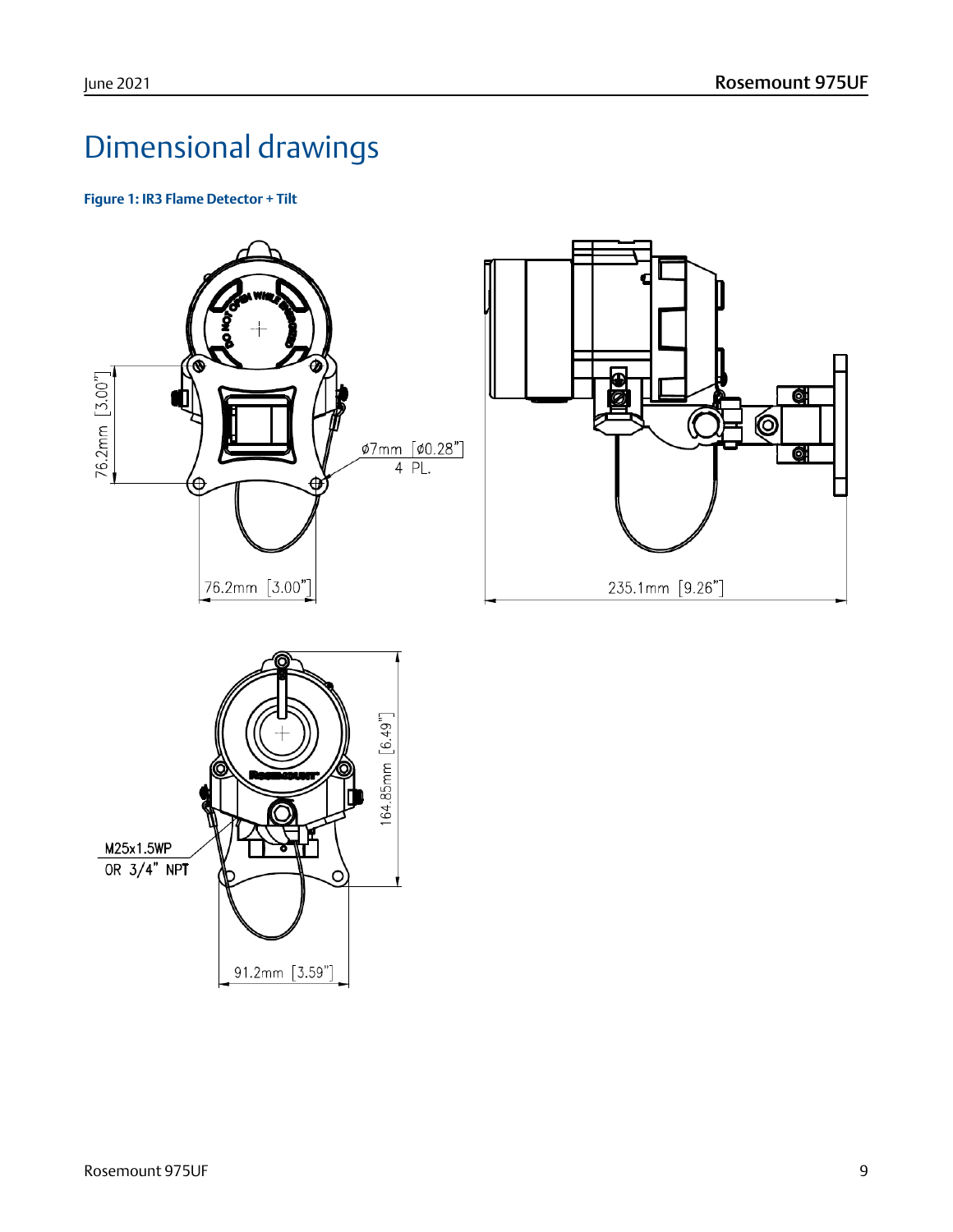# Dimensional drawings

**Figure 1: IR3 Flame Detector + Tilt**

76.2mm [3.00"]

ø7mm [ø0.28"]
4 PL.

76.2mm [3.00"]

235.1mm [9.26"]

164.85mm [6.49"]

M25x1.5WP
OR 3/4" NPT

91.2mm [3.59"]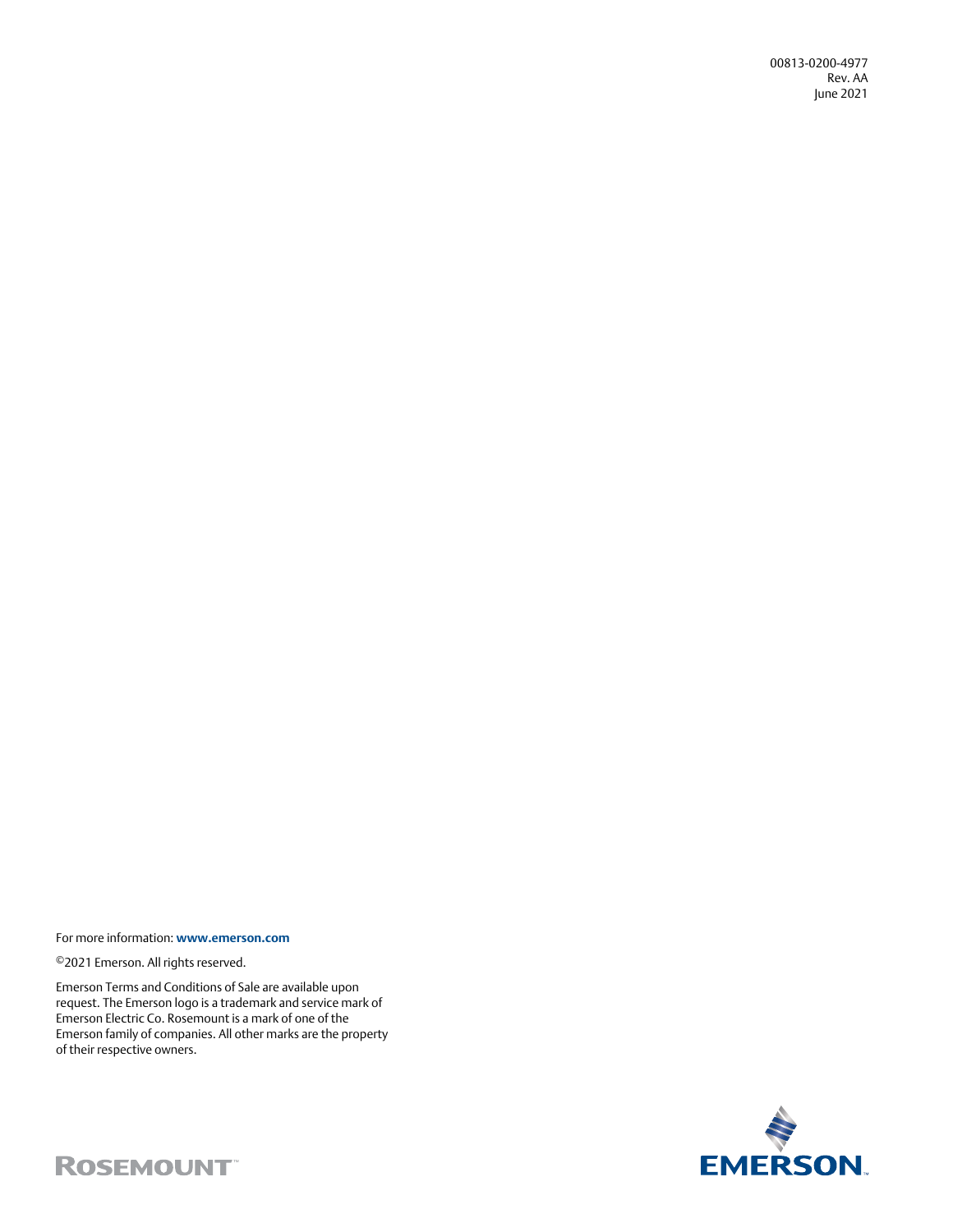00813-0200-4977
Rev. AA
June 2021

For more information: **www.emerson.com**

©2021 Emerson. All rights reserved.

Emerson Terms and Conditions of Sale are available upon request. The Emerson logo is a trademark and service mark of Emerson Electric Co. Rosemount is a mark of one of the Emerson family of companies. All other marks are the property of their respective owners.

ROSEMOUNT™

EMERSON.